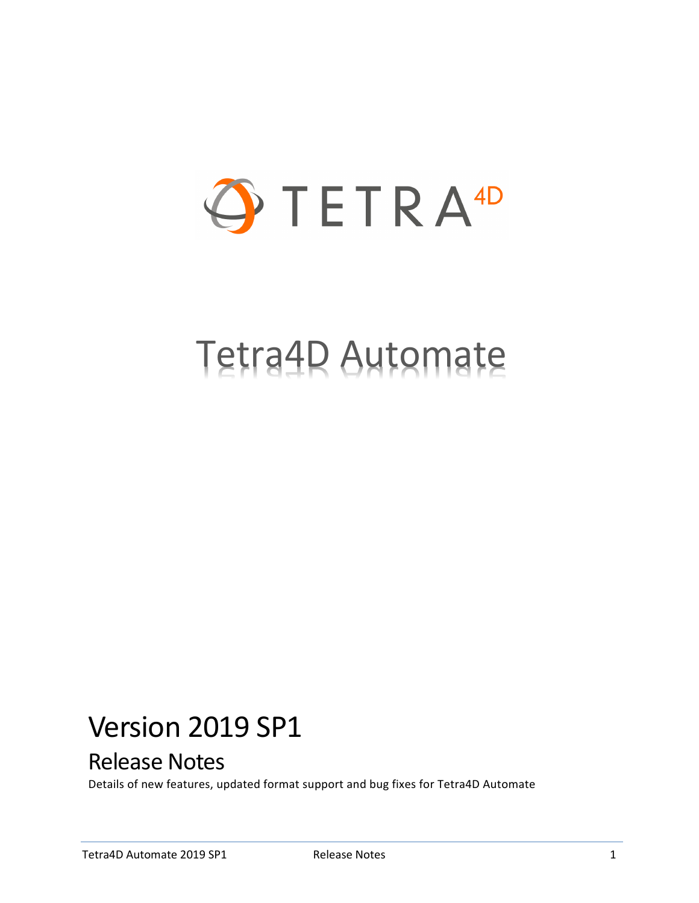TETRA4D

# Tetra4D Automate

## Version 2019 SP1

### Release Notes

Details of new features, updated format support and bug fixes for Tetra4D Automate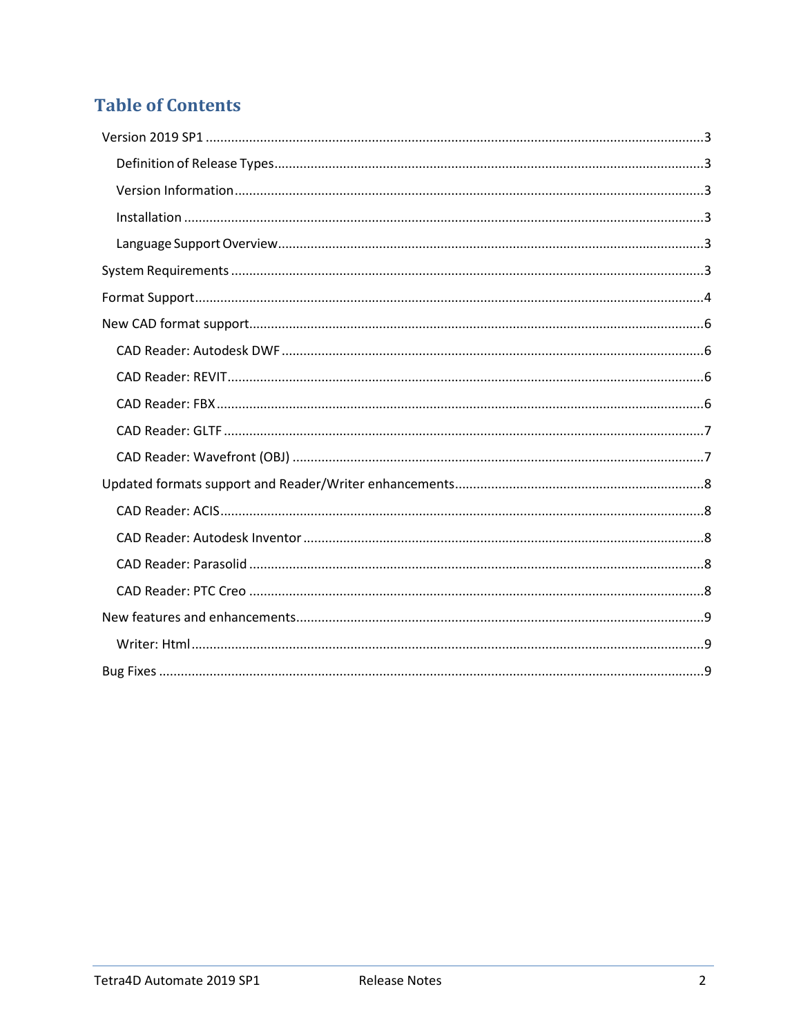# Table of Contents

- Version 2019 SP1 .......... 3
  - Definition of Release Types .......... 3
  - Version Information .......... 3
  - Installation .......... 3
  - Language Support Overview .......... 3
- System Requirements .......... 3
- Format Support .......... 4
- New CAD format support .......... 6
  - CAD Reader: Autodesk DWF .......... 6
  - CAD Reader: REVIT .......... 6
  - CAD Reader: FBX .......... 6
  - CAD Reader: GLTF .......... 7
  - CAD Reader: Wavefront (OBJ) .......... 7
- Updated formats support and Reader/Writer enhancements .......... 8
  - CAD Reader: ACIS .......... 8
  - CAD Reader: Autodesk Inventor .......... 8
  - CAD Reader: Parasolid .......... 8
  - CAD Reader: PTC Creo .......... 8
- New features and enhancements .......... 9
  - Writer: Html .......... 9
- Bug Fixes .......... 9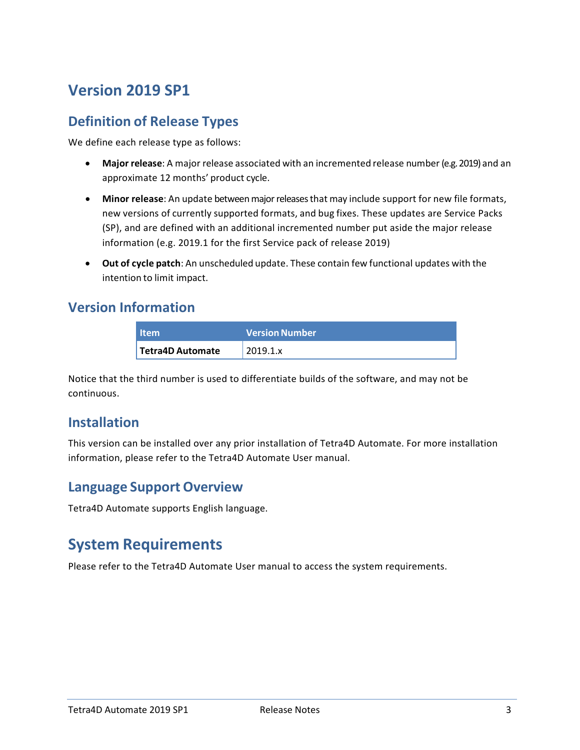# Version 2019 SP1

## Definition of Release Types

We define each release type as follows:

- **Major release**: A major release associated with an incremented release number (e.g. 2019) and an approximate 12 months' product cycle.
- **Minor release**: An update between major releases that may include support for new file formats, new versions of currently supported formats, and bug fixes. These updates are Service Packs (SP), and are defined with an additional incremented number put aside the major release information (e.g. 2019.1 for the first Service pack of release 2019)
- **Out of cycle patch**: An unscheduled update. These contain few functional updates with the intention to limit impact.

## Version Information

| Item | Version Number |
| --- | --- |
| **Tetra4D Automate** | 2019.1.x |

Notice that the third number is used to differentiate builds of the software, and may not be continuous.

## Installation

This version can be installed over any prior installation of Tetra4D Automate. For more installation information, please refer to the Tetra4D Automate User manual.

## Language Support Overview

Tetra4D Automate supports English language.

# System Requirements

Please refer to the Tetra4D Automate User manual to access the system requirements.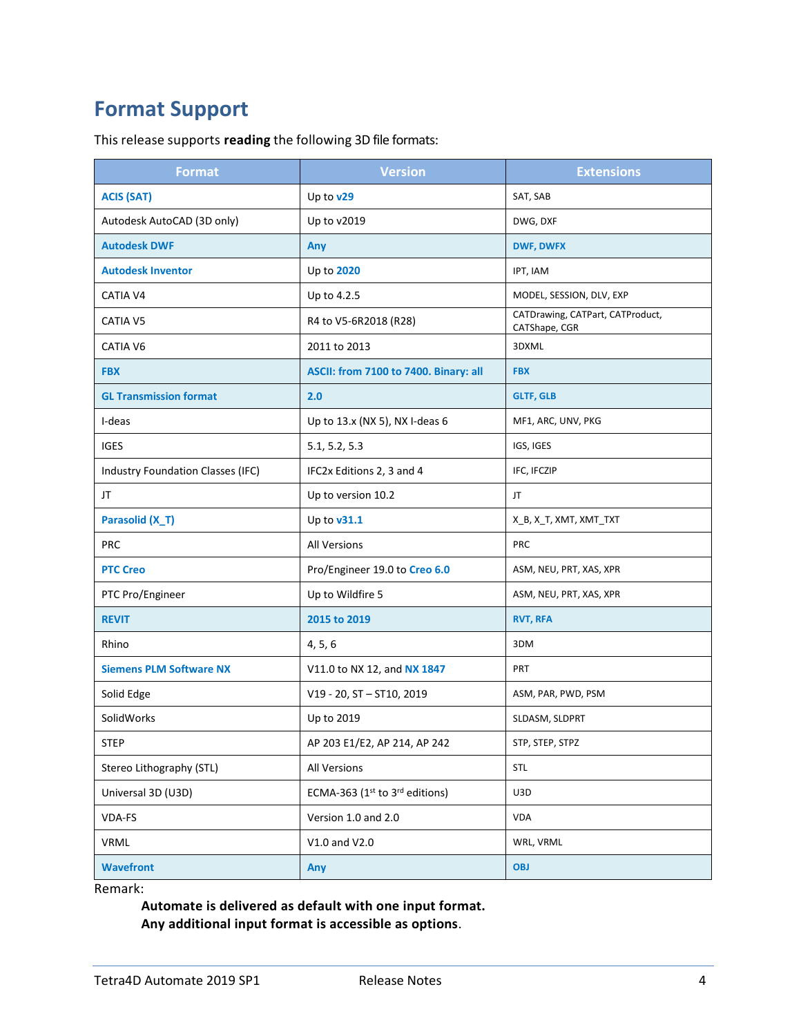## Format Support

This release supports **reading** the following 3D file formats:

| Format | Version | Extensions |
|---|---|---|
| **ACIS (SAT)** | Up to **v29** | SAT, SAB |
| Autodesk AutoCAD (3D only) | Up to v2019 | DWG, DXF |
| **Autodesk DWF** | **Any** | **DWF, DWFX** |
| **Autodesk Inventor** | Up to **2020** | IPT, IAM |
| CATIA V4 | Up to 4.2.5 | MODEL, SESSION, DLV, EXP |
| CATIA V5 | R4 to V5-6R2018 (R28) | CATDrawing, CATPart, CATProduct, CATShape, CGR |
| CATIA V6 | 2011 to 2013 | 3DXML |
| **FBX** | **ASCII: from 7100 to 7400. Binary: all** | **FBX** |
| **GL Transmission format** | **2.0** | **GLTF, GLB** |
| I-deas | Up to 13.x (NX 5), NX I-deas 6 | MF1, ARC, UNV, PKG |
| IGES | 5.1, 5.2, 5.3 | IGS, IGES |
| Industry Foundation Classes (IFC) | IFC2x Editions 2, 3 and 4 | IFC, IFCZIP |
| JT | Up to version 10.2 | JT |
| **Parasolid (X_T)** | Up to **v31.1** | X_B, X_T, XMT, XMT_TXT |
| PRC | All Versions | PRC |
| **PTC Creo** | Pro/Engineer 19.0 to **Creo 6.0** | ASM, NEU, PRT, XAS, XPR |
| PTC Pro/Engineer | Up to Wildfire 5 | ASM, NEU, PRT, XAS, XPR |
| **REVIT** | **2015 to 2019** | **RVT, RFA** |
| Rhino | 4, 5, 6 | 3DM |
| **Siemens PLM Software NX** | V11.0 to NX 12, and **NX 1847** | PRT |
| Solid Edge | V19 - 20, ST – ST10, 2019 | ASM, PAR, PWD, PSM |
| SolidWorks | Up to 2019 | SLDASM, SLDPRT |
| STEP | AP 203 E1/E2, AP 214, AP 242 | STP, STEP, STPZ |
| Stereo Lithography (STL) | All Versions | STL |
| Universal 3D (U3D) | ECMA-363 (1st to 3rd editions) | U3D |
| VDA-FS | Version 1.0 and 2.0 | VDA |
| VRML | V1.0 and V2.0 | WRL, VRML |
| **Wavefront** | **Any** | **OBJ** |

Remark:

> **Automate is delivered as default with one input format.**
> **Any additional input format is accessible as options.**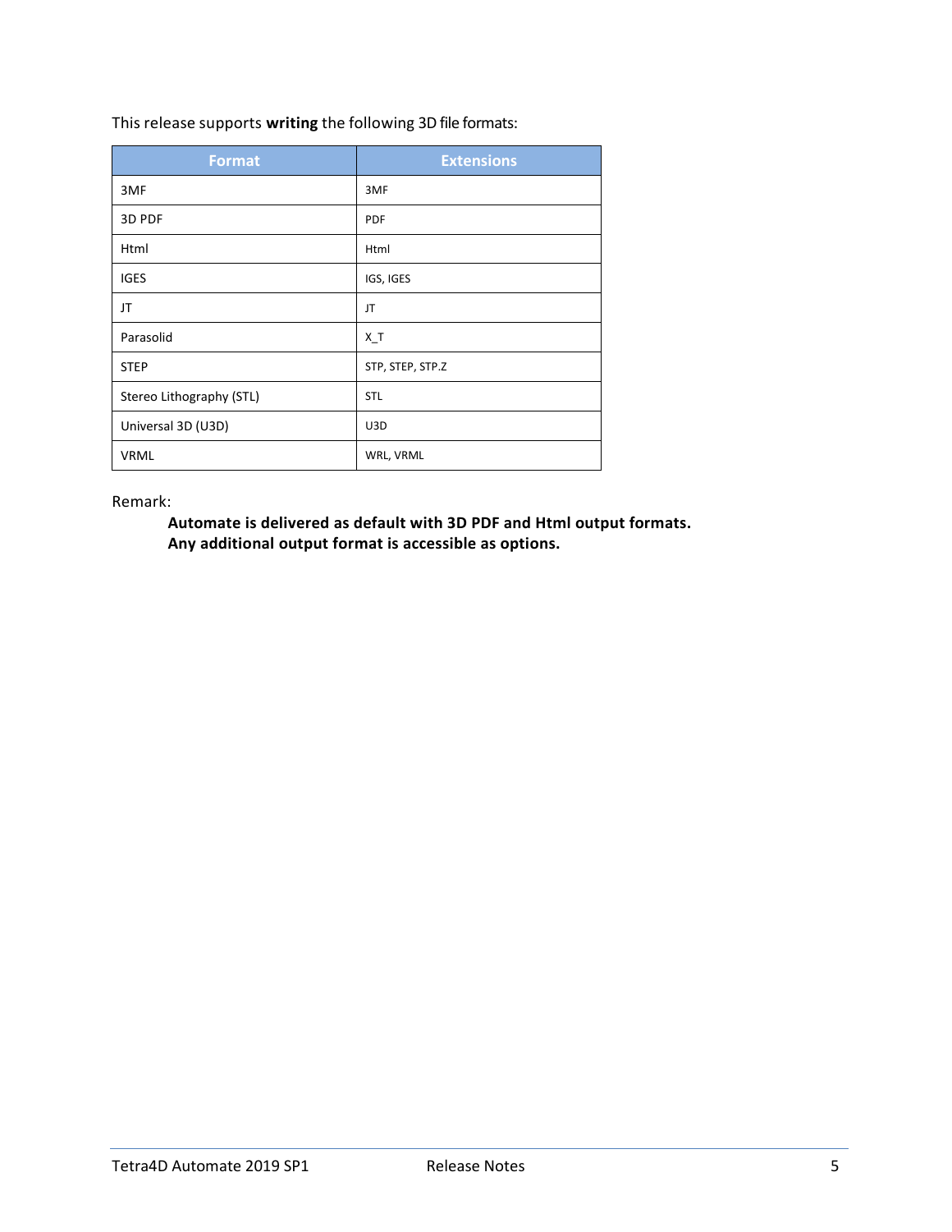This release supports **writing** the following 3D file formats:

| Format | Extensions |
|---|---|
| 3MF | 3MF |
| 3D PDF | PDF |
| Html | Html |
| IGES | IGS, IGES |
| JT | JT |
| Parasolid | X_T |
| STEP | STP, STEP, STP.Z |
| Stereo Lithography (STL) | STL |
| Universal 3D (U3D) | U3D |
| VRML | WRL, VRML |

Remark:

> **Automate is delivered as default with 3D PDF and Html output formats.**
> **Any additional output format is accessible as options.**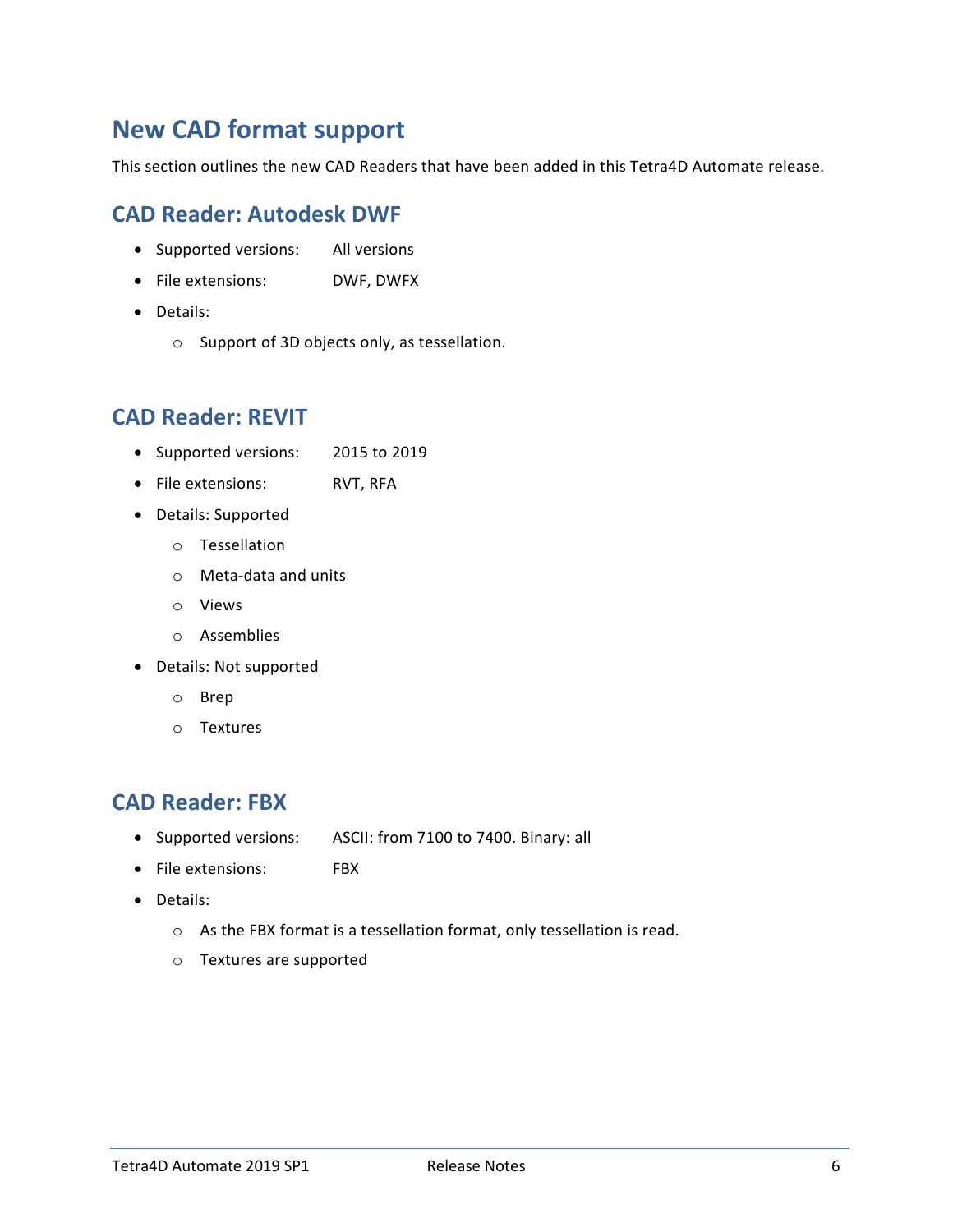# New CAD format support

This section outlines the new CAD Readers that have been added in this Tetra4D Automate release.

## CAD Reader: Autodesk DWF

- Supported versions: All versions
- File extensions: DWF, DWFX
- Details:
  - Support of 3D objects only, as tessellation.

## CAD Reader: REVIT

- Supported versions: 2015 to 2019
- File extensions: RVT, RFA
- Details: Supported
  - Tessellation
  - Meta-data and units
  - Views
  - Assemblies
- Details: Not supported
  - Brep
  - Textures

## CAD Reader: FBX

- Supported versions: ASCII: from 7100 to 7400. Binary: all
- File extensions: FBX
- Details:
  - As the FBX format is a tessellation format, only tessellation is read.
  - Textures are supported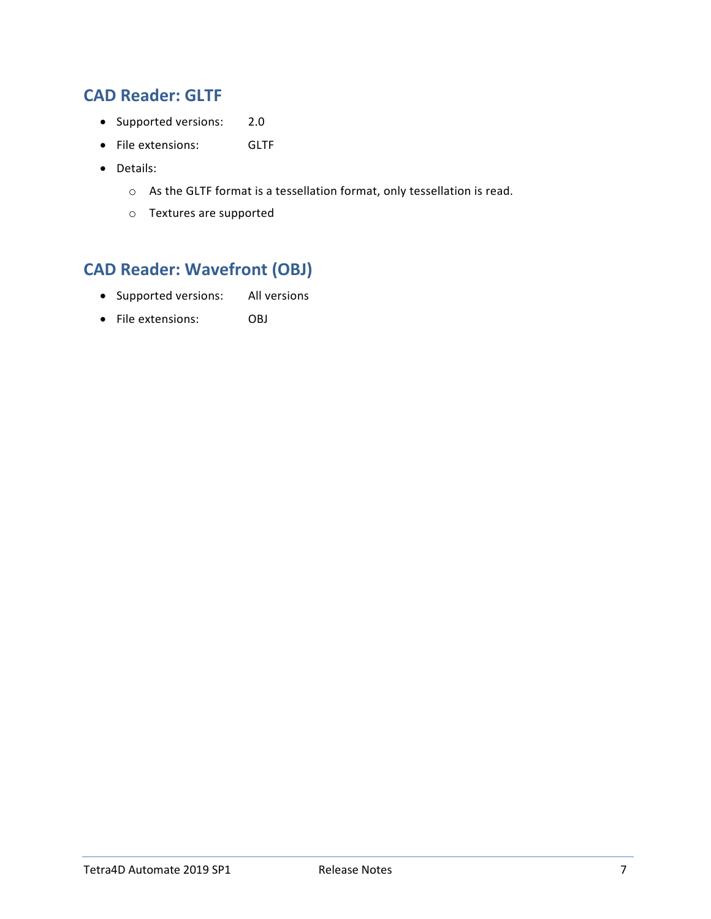## CAD Reader: GLTF

- Supported versions: 2.0
- File extensions: GLTF
- Details:
  - As the GLTF format is a tessellation format, only tessellation is read.
  - Textures are supported

## CAD Reader: Wavefront (OBJ)

- Supported versions: All versions
- File extensions: OBJ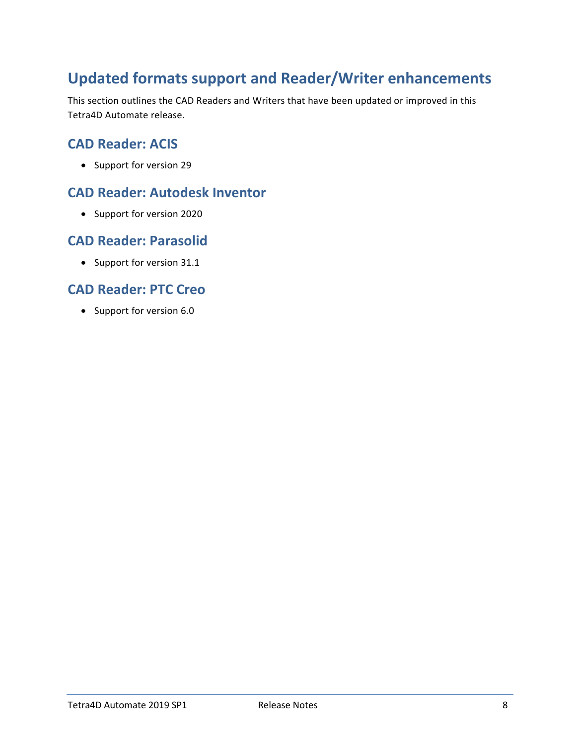## Updated formats support and Reader/Writer enhancements

This section outlines the CAD Readers and Writers that have been updated or improved in this Tetra4D Automate release.

### CAD Reader: ACIS

- Support for version 29

### CAD Reader: Autodesk Inventor

- Support for version 2020

### CAD Reader: Parasolid

- Support for version 31.1

### CAD Reader: PTC Creo

- Support for version 6.0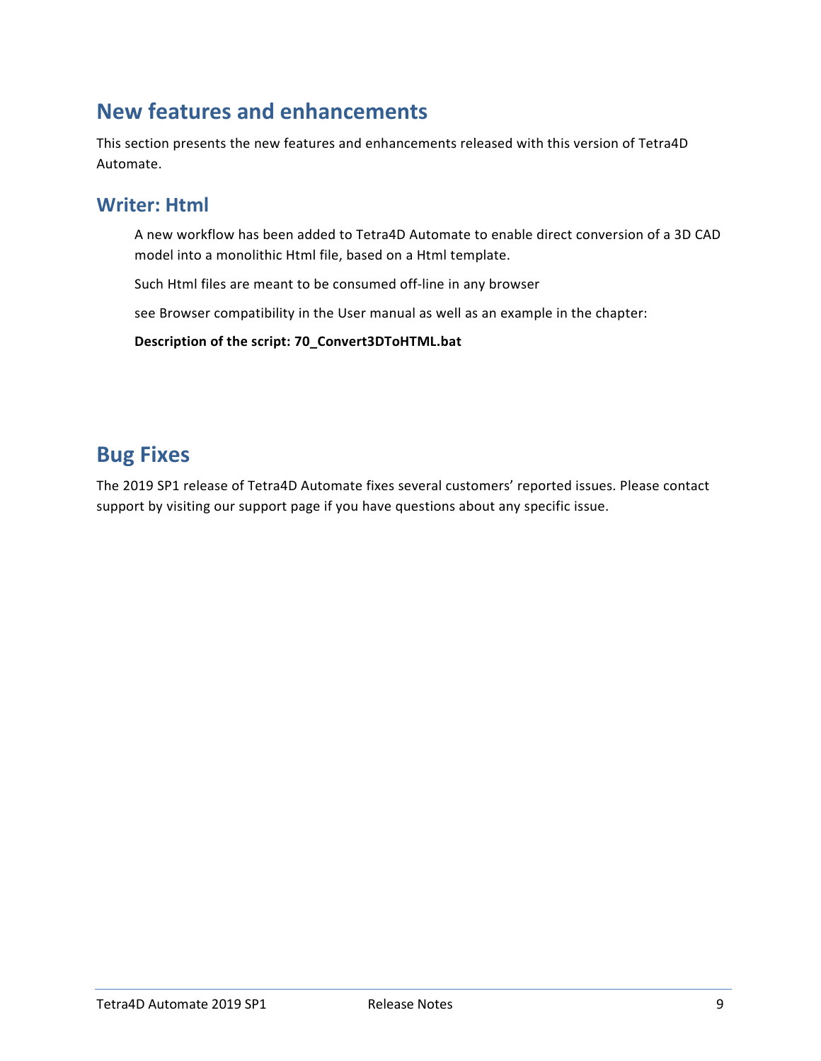# New features and enhancements

This section presents the new features and enhancements released with this version of Tetra4D Automate.

## Writer: Html

A new workflow has been added to Tetra4D Automate to enable direct conversion of a 3D CAD model into a monolithic Html file, based on a Html template.

Such Html files are meant to be consumed off-line in any browser

see Browser compatibility in the User manual as well as an example in the chapter:

**Description of the script: 70_Convert3DToHTML.bat**

# Bug Fixes

The 2019 SP1 release of Tetra4D Automate fixes several customers' reported issues. Please contact support by visiting our support page if you have questions about any specific issue.